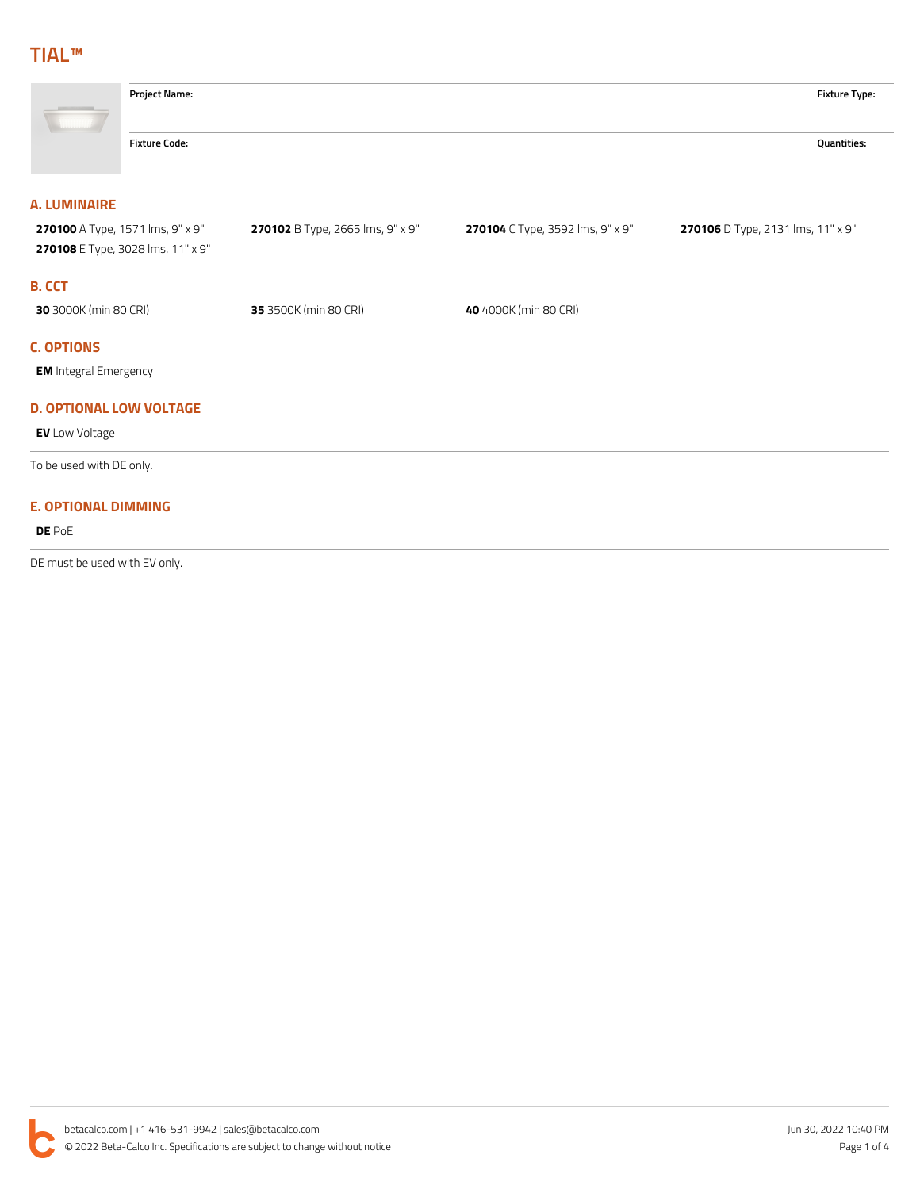# TIAL™

**Project Name:** 

**Fixture Type:** 

**Fixture Code:** 

**Quantities:** 

## A. LUMINAIRE

**270100** A Type, 1571 lms, 9" x 9"

**270102** B Type, 2665 lms, 9" x 9"

**270104** C Type, 3592 lms, 9" x 9"

**270106** D Type, 2131 lms, 11" x 9"

**270108** E Type, 3028 lms, 11" x 9"

## B. CCT

**30** 3000K (min 80 CRI)

**35** 3500K (min 80 CRI)

**40** 4000K (min 80 CRI)

## C. OPTIONS

**EM** Integral Emergency

## D. OPTIONAL LOW VOLTAGE

**EV** Low Voltage

To be used with DE only.

## E. OPTIONAL DIMMING

**DE** PoE

DE must be used with EV only.

betacalco.com | +1 416-531-9942 | sales@betacalco.com

© 2022 Beta-Calco Inc. Specifications are subject to change without notice

Jun 30, 2022 10:40 PM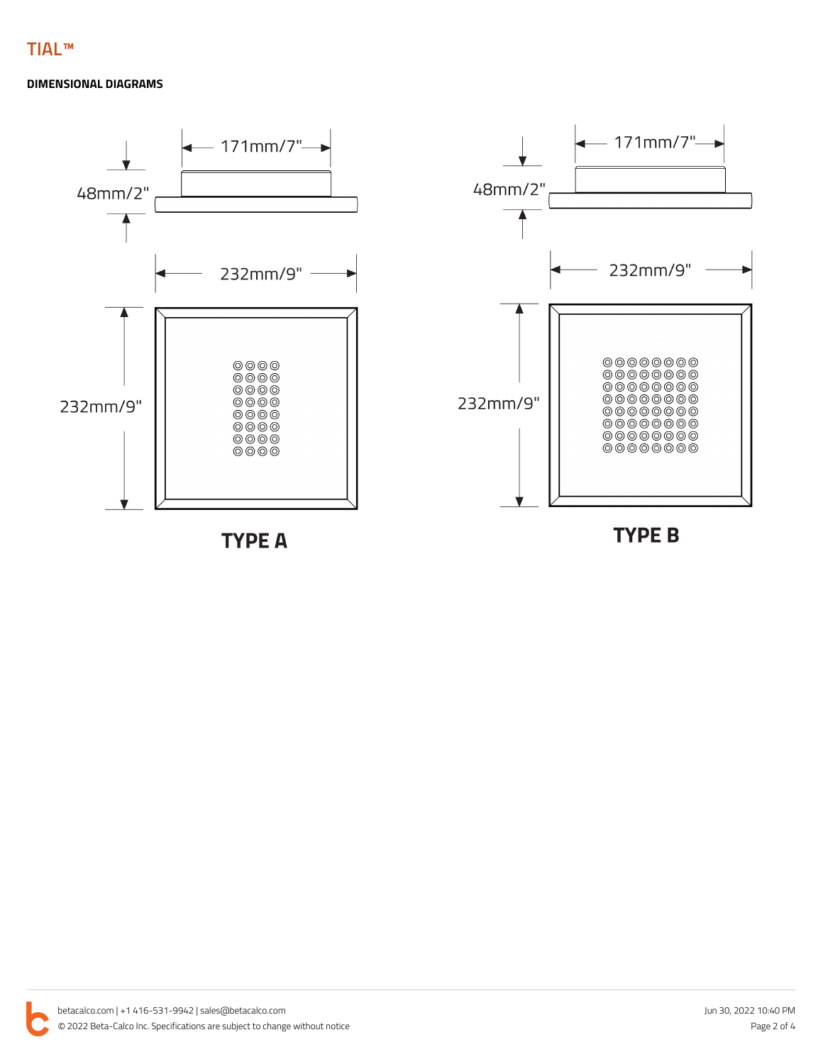# TIAL™

## DIMENSIONAL DIAGRAMS

171mm/7"

48mm/2"

232mm/9"

232mm/9"

**TYPE A**

171mm/7"

48mm/2"

232mm/9"

232mm/9"

**TYPE B**

betacalco.com | +1 416-531-9942 | sales@betacalco.com

© 2022 Beta-Calco Inc. Specifications are subject to change without notice

Jun 30, 2022 10:40 PM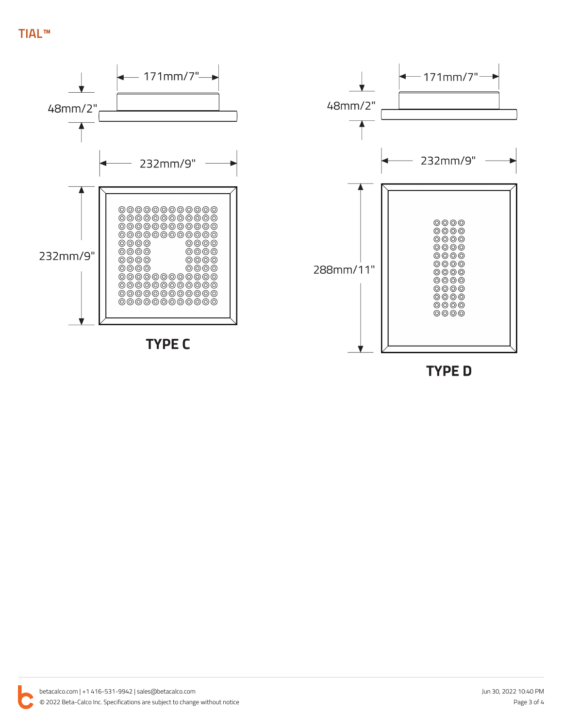171mm/7"

48mm/2"

232mm/9"

232mm/9"

**TYPE C**

171mm/7"

48mm/2"

232mm/9"

288mm/11"

**TYPE D**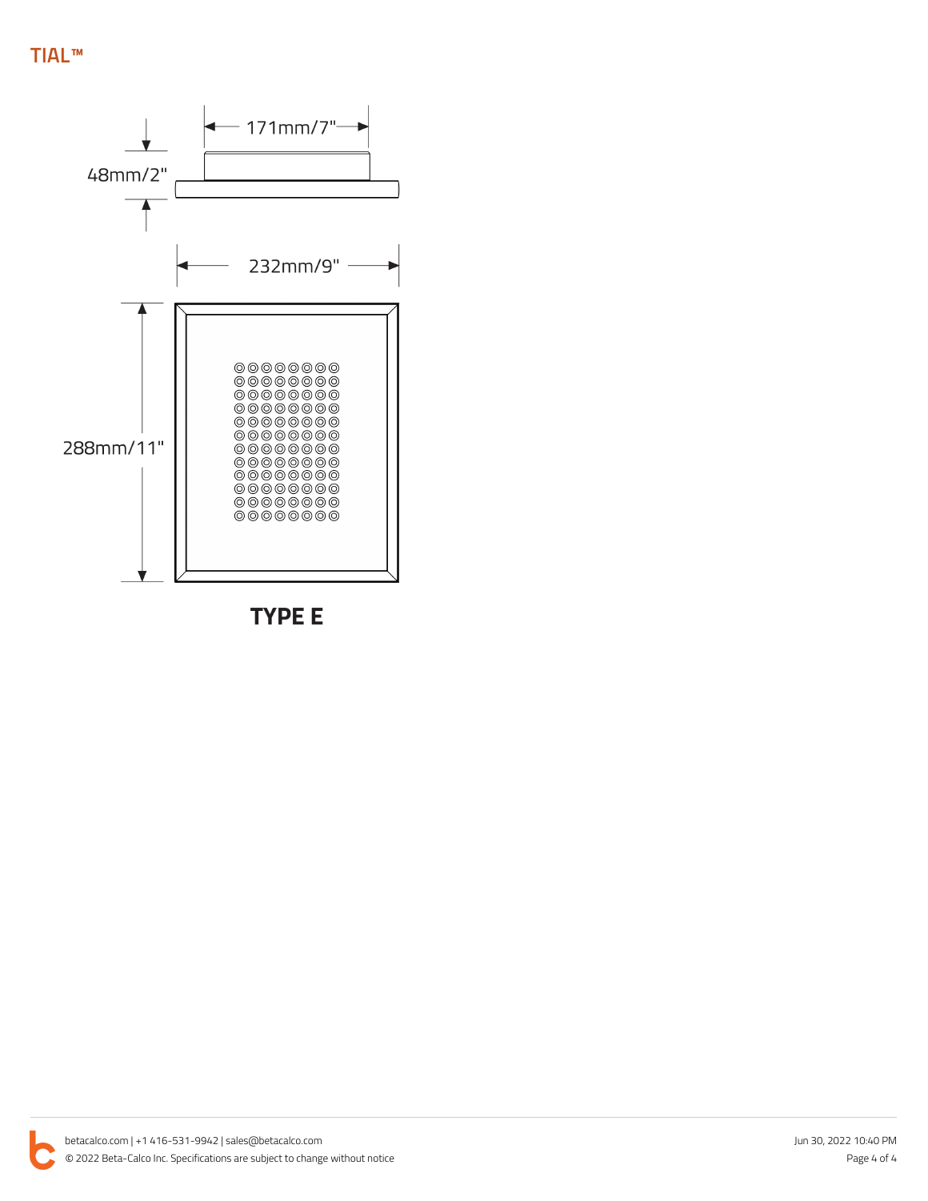171mm/7"

48mm/2"

232mm/9"

288mm/11"

**TYPE E**